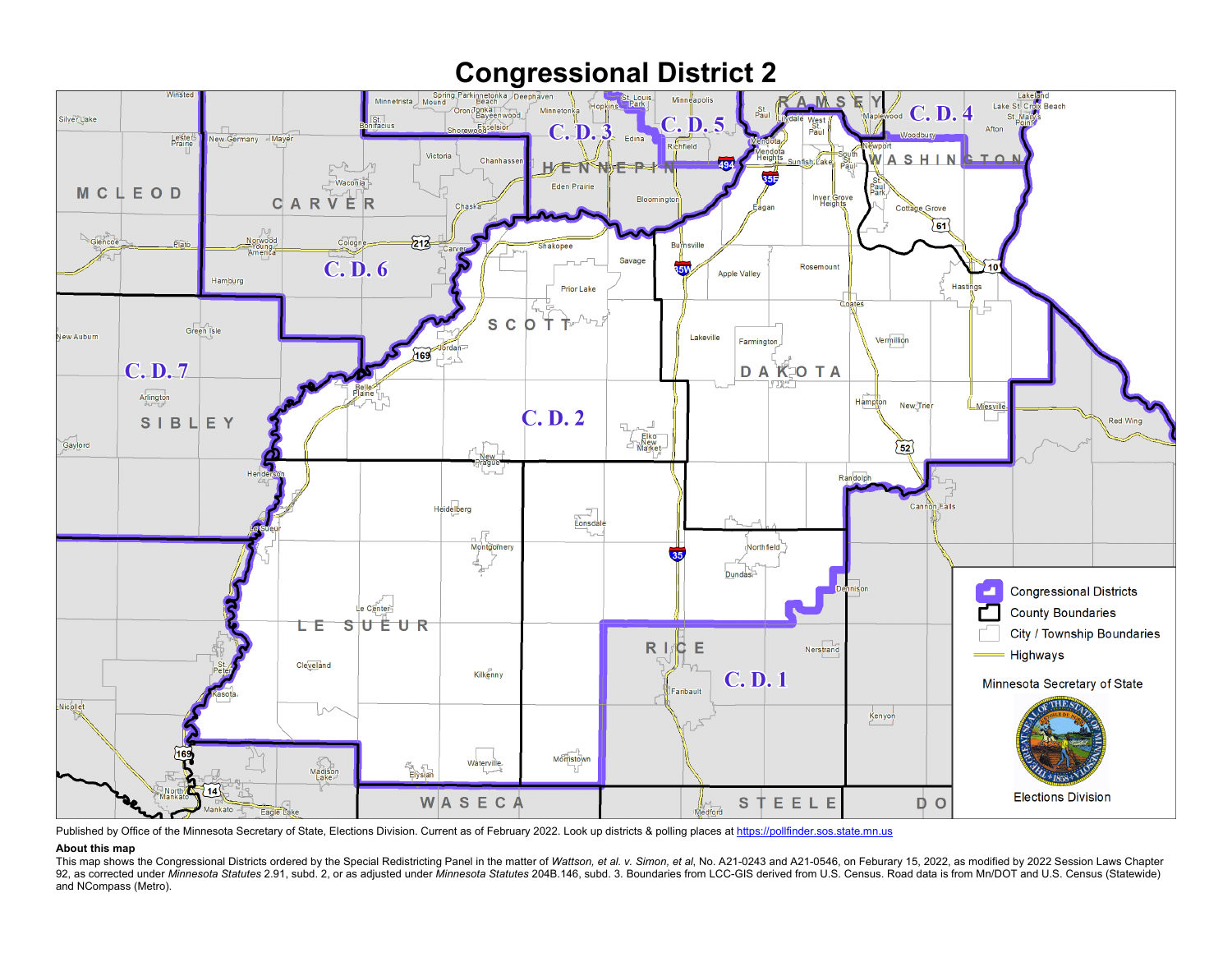# Congressional District 2

Congressional Districts

County Boundaries

City / Township Boundaries

Highways

Minnesota Secretary of State

Elections Division

Published by Office of the Minnesota Secretary of State, Elections Division. Current as of February 2022. Look up districts & polling places at https://pollfinder.sos.state.mn.us

**About this map**

This map shows the Congressional Districts ordered by the Special Redistricting Panel in the matter of *Wattson, et al. v. Simon, et al*, No. A21-0243 and A21-0546, on Feburary 15, 2022, as modified by 2022 Session Laws Chapter 92, as corrected under *Minnesota Statutes* 2.91, subd. 2, or as adjusted under *Minnesota Statutes* 204B.146, subd. 3. Boundaries from LCC-GIS derived from U.S. Census. Road data is from Mn/DOT and U.S. Census (Statewide) and NCompass (Metro).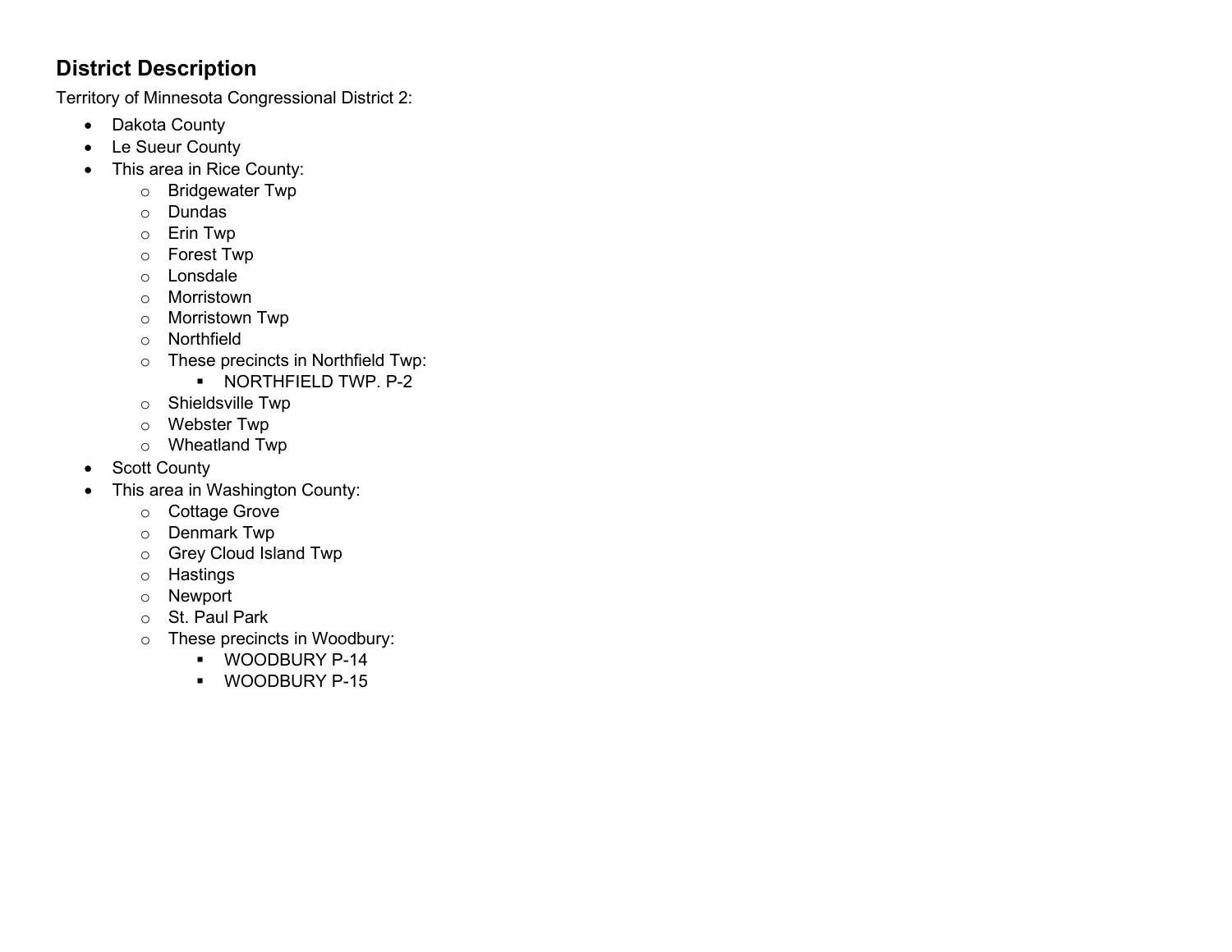## District Description

Territory of Minnesota Congressional District 2:

- Dakota County
- Le Sueur County
- This area in Rice County:
  - Bridgewater Twp
  - Dundas
  - Erin Twp
  - Forest Twp
  - Lonsdale
  - Morristown
  - Morristown Twp
  - Northfield
  - These precincts in Northfield Twp:
    - NORTHFIELD TWP. P-2
  - Shieldsville Twp
  - Webster Twp
  - Wheatland Twp
- Scott County
- This area in Washington County:
  - Cottage Grove
  - Denmark Twp
  - Grey Cloud Island Twp
  - Hastings
  - Newport
  - St. Paul Park
  - These precincts in Woodbury:
    - WOODBURY P-14
    - WOODBURY P-15